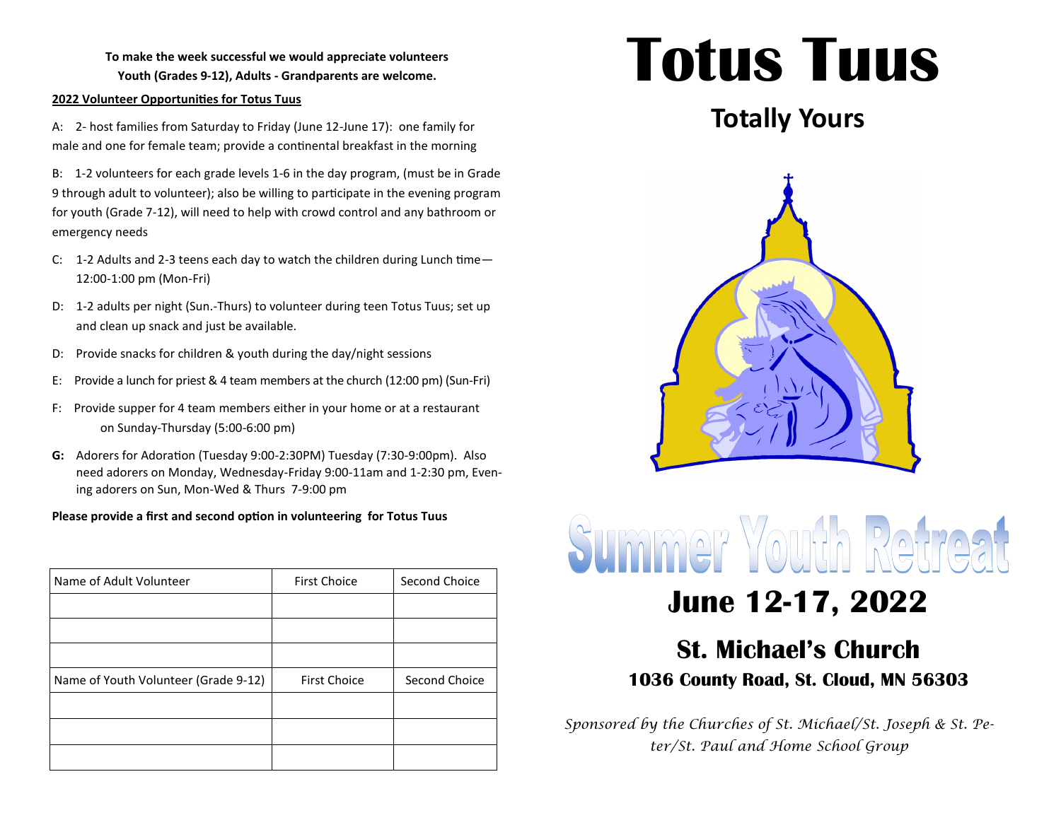**To make the week successful we would appreciate volunteers**
**Youth (Grades 9-12), Adults - Grandparents are welcome.**

**2022 Volunteer Opportunities for Totus Tuus**

A: 2- host families from Saturday to Friday (June 12-June 17): one family for male and one for female team; provide a continental breakfast in the morning

B: 1-2 volunteers for each grade levels 1-6 in the day program, (must be in Grade 9 through adult to volunteer); also be willing to participate in the evening program for youth (Grade 7-12), will need to help with crowd control and any bathroom or emergency needs

C: 1-2 Adults and 2-3 teens each day to watch the children during Lunch time—12:00-1:00 pm (Mon-Fri)

D: 1-2 adults per night (Sun.-Thurs) to volunteer during teen Totus Tuus; set up and clean up snack and just be available.

D: Provide snacks for children & youth during the day/night sessions

E: Provide a lunch for priest & 4 team members at the church (12:00 pm) (Sun-Fri)

F: Provide supper for 4 team members either in your home or at a restaurant on Sunday-Thursday (5:00-6:00 pm)

**G:** Adorers for Adoration (Tuesday 9:00-2:30PM) Tuesday (7:30-9:00pm). Also need adorers on Monday, Wednesday-Friday 9:00-11am and 1-2:30 pm, Evening adorers on Sun, Mon-Wed & Thurs 7-9:00 pm

**Please provide a first and second option in volunteering for Totus Tuus**

| Name of Adult Volunteer | First Choice | Second Choice |
|---|---|---|
| | | |
| | | |
| | | |
| Name of Youth Volunteer (Grade 9-12) | First Choice | Second Choice |
| | | |
| | | |
| | | |

# Totus Tuus

## Totally Yours

# Summer Youth Retreat

## June 12-17, 2022

## St. Michael's Church

### 1036 County Road, St. Cloud, MN 56303

*Sponsored by the Churches of St. Michael/St. Joseph & St. Peter/St. Paul and Home School Group*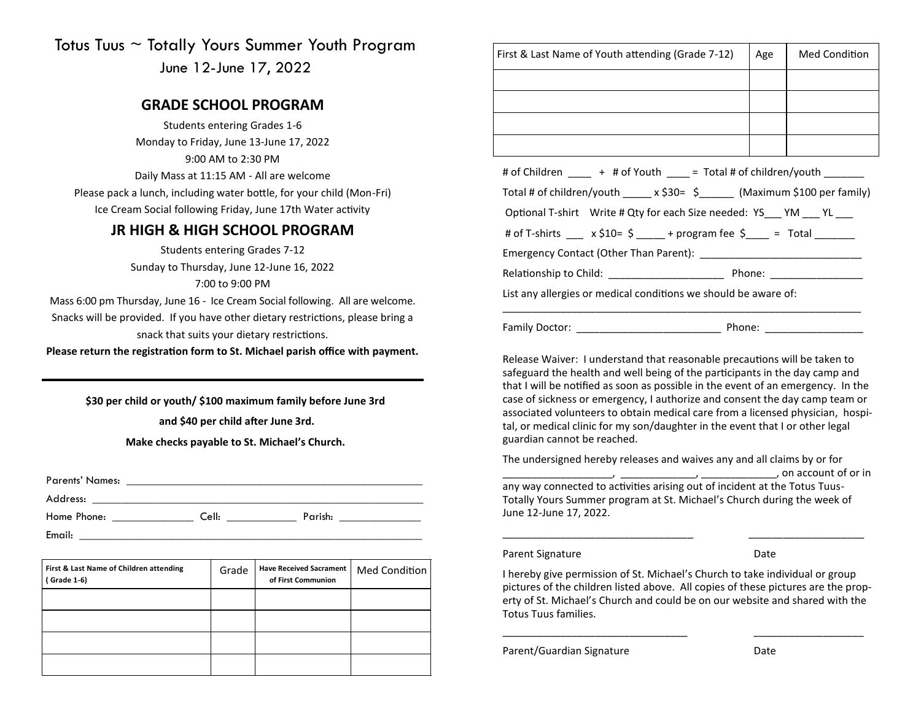# Totus Tuus ~ Totally Yours Summer Youth Program

June 12-June 17, 2022

## GRADE SCHOOL PROGRAM

Students entering Grades 1-6

Monday to Friday, June 13-June 17, 2022

9:00 AM to 2:30 PM

Daily Mass at 11:15 AM - All are welcome

Please pack a lunch, including water bottle, for your child (Mon-Fri)

Ice Cream Social following Friday, June 17th Water activity

## JR HIGH & HIGH SCHOOL PROGRAM

Students entering Grades 7-12

Sunday to Thursday, June 12-June 16, 2022

7:00 to 9:00 PM

Mass 6:00 pm Thursday, June 16 - Ice Cream Social following. All are welcome. Snacks will be provided. If you have other dietary restrictions, please bring a snack that suits your dietary restrictions.

**Please return the registration form to St. Michael parish office with payment.**

---

**$30 per child or youth/ $100 maximum family before June 3rd**

**and $40 per child after June 3rd.**

**Make checks payable to St. Michael's Church.**

Parents' Names: ____________________________________________

Address: ____________________________________________

Home Phone: ______________ Cell: ____________ Parish: ______________

Email: ____________________________________________

| First & Last Name of Children attending (Grade 1-6) | Grade | Have Received Sacrament of First Communion | Med Condition |
|---|---|---|---|
| | | | |
| | | | |
| | | | |
| | | | |

| First & Last Name of Youth attending (Grade 7-12) | Age | Med Condition |
|---|---|---|
| | | |
| | | |
| | | |
| | | |

# of Children ____ + # of Youth ____ = Total # of children/youth _______

Total # of children/youth _____ x $30= $______ (Maximum $100 per family)

Optional T-shirt Write # Qty for each Size needed: YS___ YM ___ YL ___

# of T-shirts ___ x $10= $ _____ + program fee $____ = Total _______

Emergency Contact (Other Than Parent): ____________________________

Relationship to Child: ____________________ Phone: ________________

List any allergies or medical conditions we should be aware of:

_______________________________________________________________

Family Doctor: ________________________ Phone: ________________

Release Waiver: I understand that reasonable precautions will be taken to safeguard the health and well being of the participants in the day camp and that I will be notified as soon as possible in the event of an emergency. In the case of sickness or emergency, I authorize and consent the day camp team or associated volunteers to obtain medical care from a licensed physician, hospital, or medical clinic for my son/daughter in the event that I or other legal guardian cannot be reached.

The undersigned hereby releases and waives any and all claims by or for ___________________, _____________, _____________, on account of or in any way connected to activities arising out of incident at the Totus Tuus-Totally Yours Summer program at St. Michael's Church during the week of June 12-June 17, 2022.

_________________________________ ____________________

Parent Signature Date

I hereby give permission of St. Michael's Church to take individual or group pictures of the children listed above. All copies of these pictures are the property of St. Michael's Church and could be on our website and shared with the Totus Tuus families.

_________________________________ ____________________

Parent/Guardian Signature Date